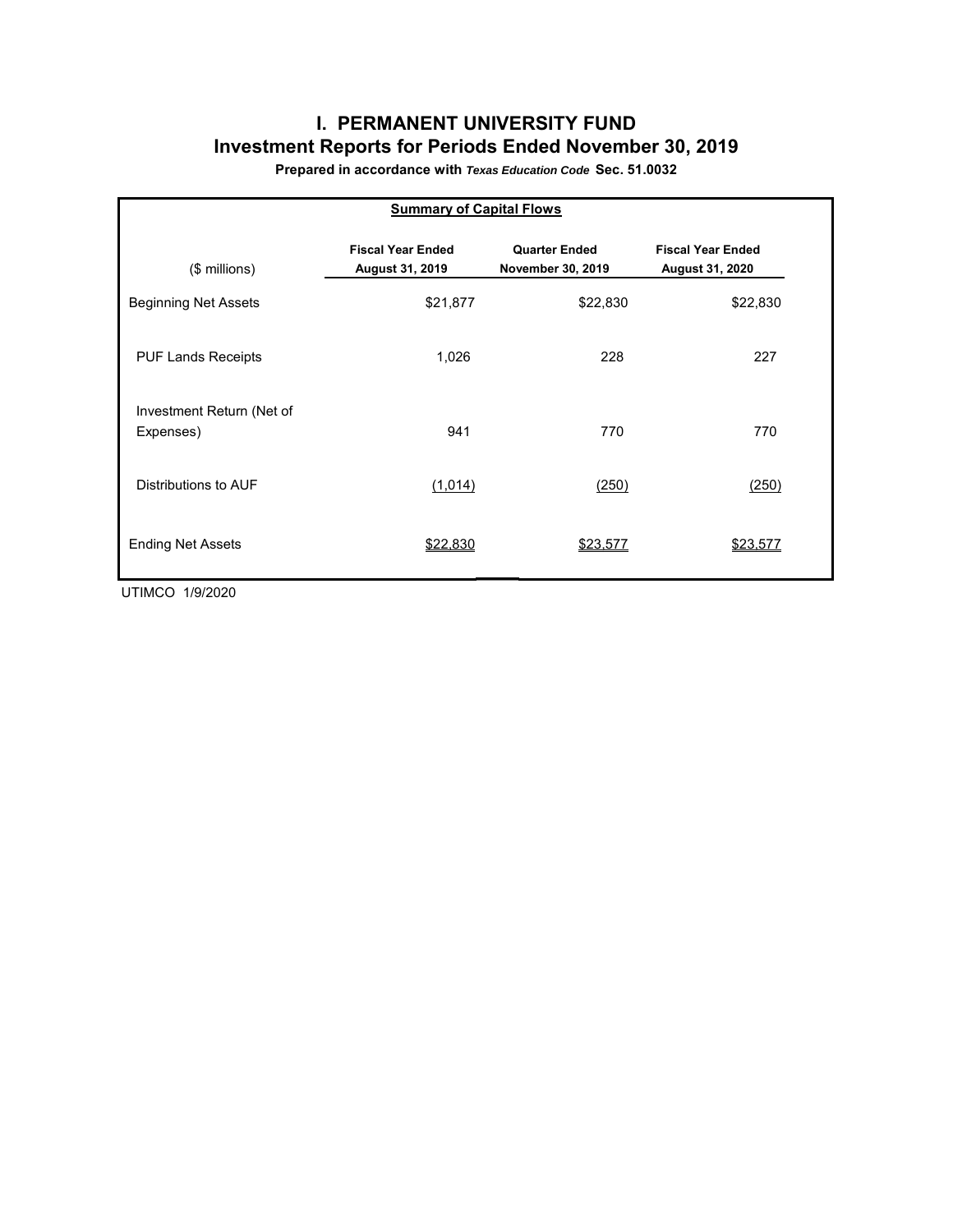# I. PERMANENT UNIVERSITY FUND

## Investment Reports for Periods Ended November 30, 2019

**Prepared in accordance with *Texas Education Code* Sec. 51.0032**

**Summary of Capital Flows**

| ($ millions) | Fiscal Year Ended August 31, 2019 | Quarter Ended November 30, 2019 | Fiscal Year Ended August 31, 2020 |
|---|---|---|---|
| Beginning Net Assets | $21,877 | $22,830 | $22,830 |
| PUF Lands Receipts | 1,026 | 228 | 227 |
| Investment Return (Net of Expenses) | 941 | 770 | 770 |
| Distributions to AUF | (1,014) | (250) | (250) |
| Ending Net Assets | $22,830 | $23,577 | $23,577 |

UTIMCO 1/9/2020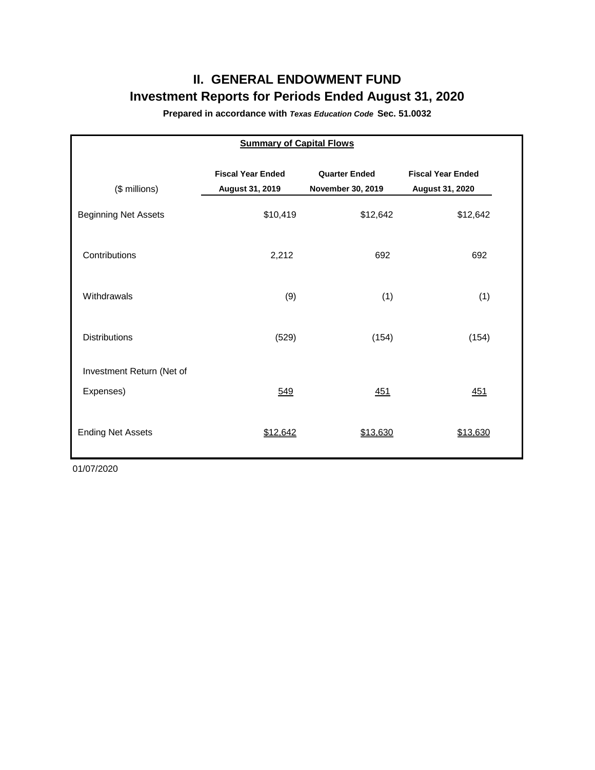# II. GENERAL ENDOWMENT FUND

## Investment Reports for Periods Ended August 31, 2020

**Prepared in accordance with *Texas Education Code* Sec. 51.0032**

**Summary of Capital Flows**

| ($ millions) | Fiscal Year Ended August 31, 2019 | Quarter Ended November 30, 2019 | Fiscal Year Ended August 31, 2020 |
|---|---|---|---|
| Beginning Net Assets | $10,419 | $12,642 | $12,642 |
| Contributions | 2,212 | 692 | 692 |
| Withdrawals | (9) | (1) | (1) |
| Distributions | (529) | (154) | (154) |
| Investment Return (Net of Expenses) | 549 | 451 | 451 |
| Ending Net Assets | $12,642 | $13,630 | $13,630 |

01/07/2020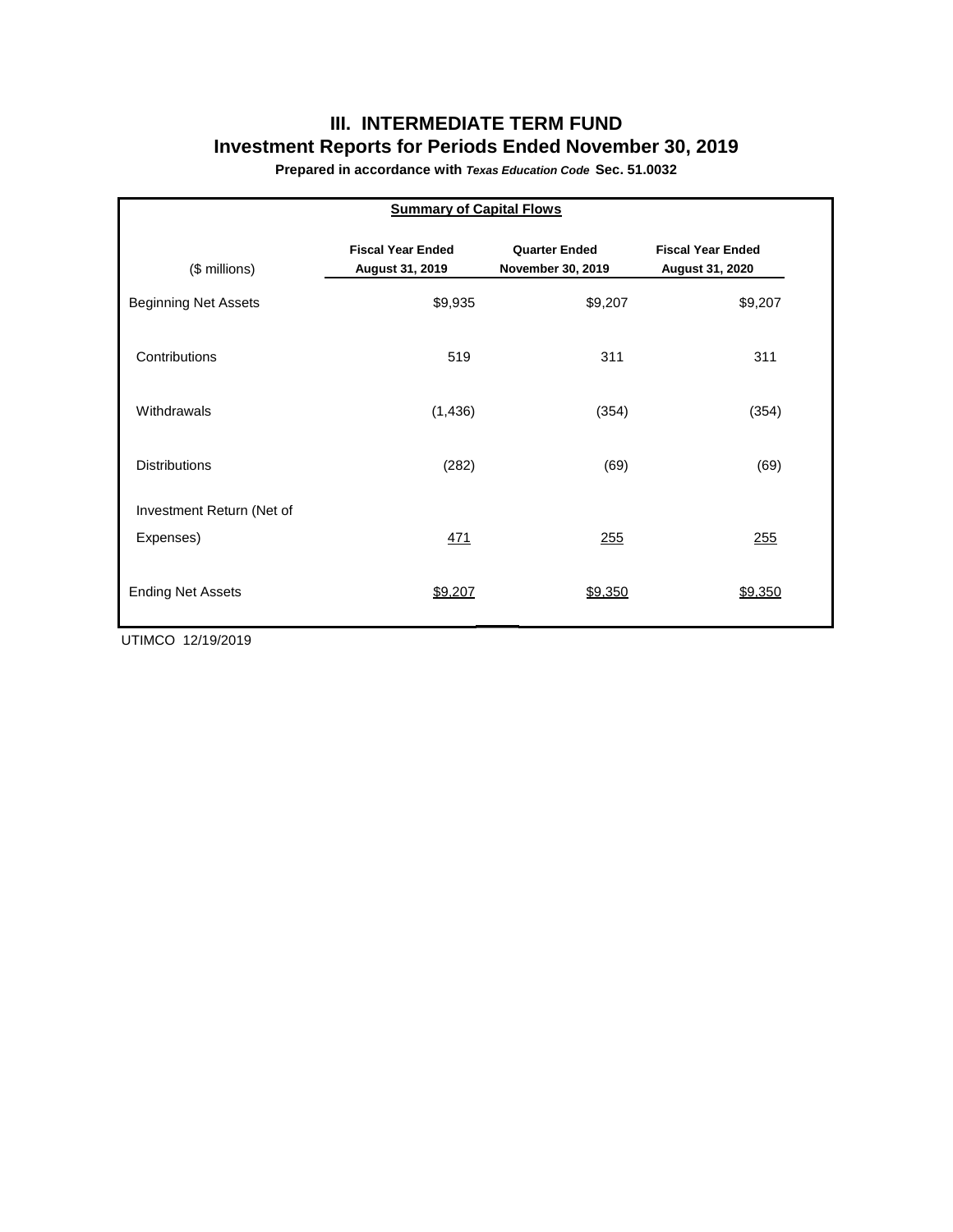# III. INTERMEDIATE TERM FUND

## Investment Reports for Periods Ended November 30, 2019

**Prepared in accordance with *Texas Education Code* Sec. 51.0032**

**Summary of Capital Flows**

| ($ millions) | Fiscal Year Ended August 31, 2019 | Quarter Ended November 30, 2019 | Fiscal Year Ended August 31, 2020 |
|---|---|---|---|
| Beginning Net Assets | $9,935 | $9,207 | $9,207 |
| Contributions | 519 | 311 | 311 |
| Withdrawals | (1,436) | (354) | (354) |
| Distributions | (282) | (69) | (69) |
| Investment Return (Net of Expenses) | 471 | 255 | 255 |
| Ending Net Assets | $9,207 | $9,350 | $9,350 |

UTIMCO 12/19/2019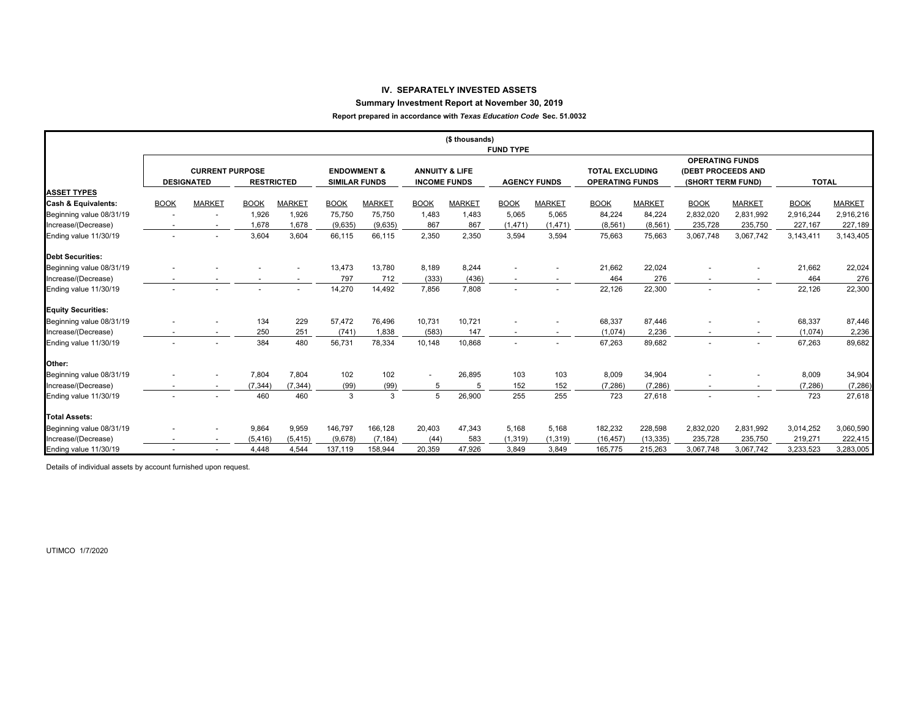## IV. SEPARATELY INVESTED ASSETS

### Summary Investment Report at November 30, 2019

**Report prepared in accordance with *Texas Education Code* Sec. 51.0032**

| | ($ thousands) FUND TYPE | | | | | | | | | | | | | | | |
|---|---|---|---|---|---|---|---|---|---|---|---|---|---|---|---|---|
| | CURRENT PURPOSE DESIGNATED | | CURRENT PURPOSE RESTRICTED | | ENDOWMENT & SIMILAR FUNDS | | ANNUITY & LIFE INCOME FUNDS | | AGENCY FUNDS | | TOTAL EXCLUDING OPERATING FUNDS | | OPERATING FUNDS (DEBT PROCEEDS AND (SHORT TERM FUND) | | TOTAL | |
| **ASSET TYPES** | | | | | | | | | | | | | | | | |
| **Cash & Equivalents:** | BOOK | MARKET | BOOK | MARKET | BOOK | MARKET | BOOK | MARKET | BOOK | MARKET | BOOK | MARKET | BOOK | MARKET | BOOK | MARKET |
| Beginning value 08/31/19 | - | - | 1,926 | 1,926 | 75,750 | 75,750 | 1,483 | 1,483 | 5,065 | 5,065 | 84,224 | 84,224 | 2,832,020 | 2,831,992 | 2,916,244 | 2,916,216 |
| Increase/(Decrease) | - | - | 1,678 | 1,678 | (9,635) | (9,635) | 867 | 867 | (1,471) | (1,471) | (8,561) | (8,561) | 235,728 | 235,750 | 227,167 | 227,189 |
| Ending value 11/30/19 | - | - | 3,604 | 3,604 | 66,115 | 66,115 | 2,350 | 2,350 | 3,594 | 3,594 | 75,663 | 75,663 | 3,067,748 | 3,067,742 | 3,143,411 | 3,143,405 |
| **Debt Securities:** | | | | | | | | | | | | | | | | |
| Beginning value 08/31/19 | - | - | - | - | 13,473 | 13,780 | 8,189 | 8,244 | - | - | 21,662 | 22,024 | - | - | 21,662 | 22,024 |
| Increase/(Decrease) | - | - | - | - | 797 | 712 | (333) | (436) | - | - | 464 | 276 | - | - | 464 | 276 |
| Ending value 11/30/19 | - | - | - | - | 14,270 | 14,492 | 7,856 | 7,808 | - | - | 22,126 | 22,300 | - | - | 22,126 | 22,300 |
| **Equity Securities:** | | | | | | | | | | | | | | | | |
| Beginning value 08/31/19 | - | - | 134 | 229 | 57,472 | 76,496 | 10,731 | 10,721 | - | - | 68,337 | 87,446 | - | - | 68,337 | 87,446 |
| Increase/(Decrease) | - | - | 250 | 251 | (741) | 1,838 | (583) | 147 | - | - | (1,074) | 2,236 | - | - | (1,074) | 2,236 |
| Ending value 11/30/19 | - | - | 384 | 480 | 56,731 | 78,334 | 10,148 | 10,868 | - | - | 67,263 | 89,682 | - | - | 67,263 | 89,682 |
| **Other:** | | | | | | | | | | | | | | | | |
| Beginning value 08/31/19 | - | - | 7,804 | 7,804 | 102 | 102 | - | 26,895 | 103 | 103 | 8,009 | 34,904 | - | - | 8,009 | 34,904 |
| Increase/(Decrease) | - | - | (7,344) | (7,344) | (99) | (99) | 5 | 5 | 152 | 152 | (7,286) | (7,286) | - | - | (7,286) | (7,286) |
| Ending value 11/30/19 | - | - | 460 | 460 | 3 | 3 | 5 | 26,900 | 255 | 255 | 723 | 27,618 | - | - | 723 | 27,618 |
| **Total Assets:** | | | | | | | | | | | | | | | | |
| Beginning value 08/31/19 | - | - | 9,864 | 9,959 | 146,797 | 166,128 | 20,403 | 47,343 | 5,168 | 5,168 | 182,232 | 228,598 | 2,832,020 | 2,831,992 | 3,014,252 | 3,060,590 |
| Increase/(Decrease) | - | - | (5,416) | (5,415) | (9,678) | (7,184) | (44) | 583 | (1,319) | (1,319) | (16,457) | (13,335) | 235,728 | 235,750 | 219,271 | 222,415 |
| Ending value 11/30/19 | - | - | 4,448 | 4,544 | 137,119 | 158,944 | 20,359 | 47,926 | 3,849 | 3,849 | 165,775 | 215,263 | 3,067,748 | 3,067,742 | 3,233,523 | 3,283,005 |

Details of individual assets by account furnished upon request.

UTIMCO 1/7/2020